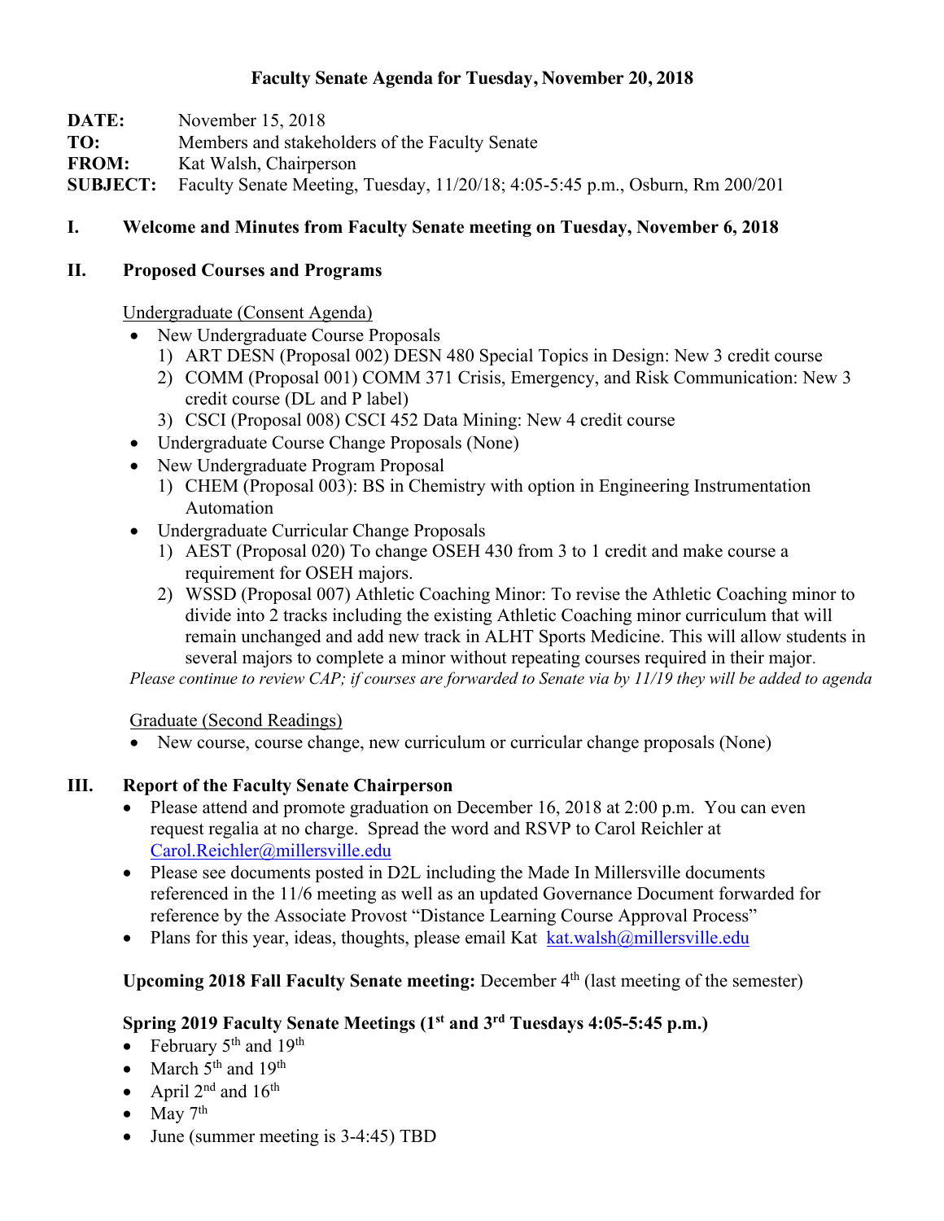# Faculty Senate Agenda for Tuesday, November 20, 2018

**DATE:** November 15, 2018
**TO:** Members and stakeholders of the Faculty Senate
**FROM:** Kat Walsh, Chairperson
**SUBJECT:** Faculty Senate Meeting, Tuesday, 11/20/18; 4:05-5:45 p.m., Osburn, Rm 200/201

## I. Welcome and Minutes from Faculty Senate meeting on Tuesday, November 6, 2018

## II. Proposed Courses and Programs

Undergraduate (Consent Agenda)

- New Undergraduate Course Proposals
  1) ART DESN (Proposal 002) DESN 480 Special Topics in Design: New 3 credit course
  2) COMM (Proposal 001) COMM 371 Crisis, Emergency, and Risk Communication: New 3 credit course (DL and P label)
  3) CSCI (Proposal 008) CSCI 452 Data Mining: New 4 credit course
- Undergraduate Course Change Proposals (None)
- New Undergraduate Program Proposal
  1) CHEM (Proposal 003): BS in Chemistry with option in Engineering Instrumentation Automation
- Undergraduate Curricular Change Proposals
  1) AEST (Proposal 020) To change OSEH 430 from 3 to 1 credit and make course a requirement for OSEH majors.
  2) WSSD (Proposal 007) Athletic Coaching Minor: To revise the Athletic Coaching minor to divide into 2 tracks including the existing Athletic Coaching minor curriculum that will remain unchanged and add new track in ALHT Sports Medicine. This will allow students in several majors to complete a minor without repeating courses required in their major.

*Please continue to review CAP; if courses are forwarded to Senate via by 11/19 they will be added to agenda*

Graduate (Second Readings)

- New course, course change, new curriculum or curricular change proposals (None)

## III. Report of the Faculty Senate Chairperson

- Please attend and promote graduation on December 16, 2018 at 2:00 p.m. You can even request regalia at no charge. Spread the word and RSVP to Carol Reichler at Carol.Reichler@millersville.edu
- Please see documents posted in D2L including the Made In Millersville documents referenced in the 11/6 meeting as well as an updated Governance Document forwarded for reference by the Associate Provost "Distance Learning Course Approval Process"
- Plans for this year, ideas, thoughts, please email Kat kat.walsh@millersville.edu

**Upcoming 2018 Fall Faculty Senate meeting:** December 4th (last meeting of the semester)

**Spring 2019 Faculty Senate Meetings (1st and 3rd Tuesdays 4:05-5:45 p.m.)**

- February 5th and 19th
- March 5th and 19th
- April 2nd and 16th
- May 7th
- June (summer meeting is 3-4:45) TBD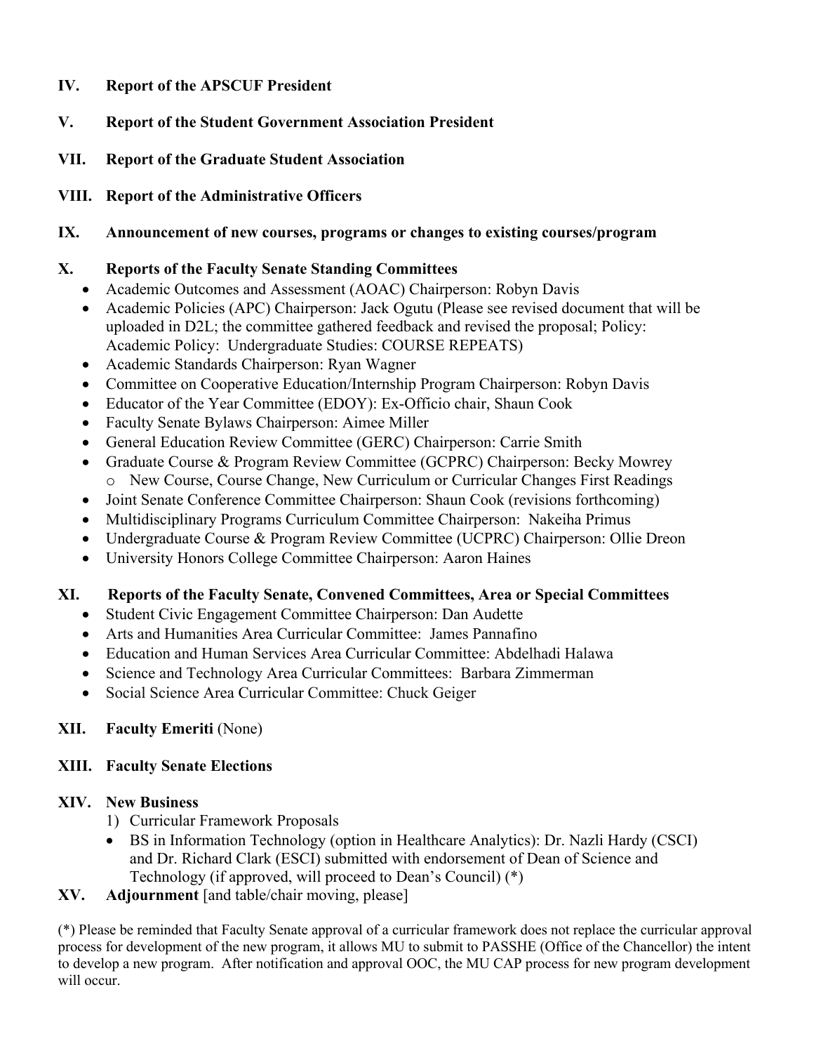**IV. Report of the APSCUF President**

**V. Report of the Student Government Association President**

**VII. Report of the Graduate Student Association**

**VIII. Report of the Administrative Officers**

**IX. Announcement of new courses, programs or changes to existing courses/program**

**X. Reports of the Faculty Senate Standing Committees**

- Academic Outcomes and Assessment (AOAC) Chairperson: Robyn Davis
- Academic Policies (APC) Chairperson: Jack Ogutu (Please see revised document that will be uploaded in D2L; the committee gathered feedback and revised the proposal; Policy: Academic Policy: Undergraduate Studies: COURSE REPEATS)
- Academic Standards Chairperson: Ryan Wagner
- Committee on Cooperative Education/Internship Program Chairperson: Robyn Davis
- Educator of the Year Committee (EDOY): Ex-Officio chair, Shaun Cook
- Faculty Senate Bylaws Chairperson: Aimee Miller
- General Education Review Committee (GERC) Chairperson: Carrie Smith
- Graduate Course & Program Review Committee (GCPRC) Chairperson: Becky Mowrey
  - New Course, Course Change, New Curriculum or Curricular Changes First Readings
- Joint Senate Conference Committee Chairperson: Shaun Cook (revisions forthcoming)
- Multidisciplinary Programs Curriculum Committee Chairperson: Nakeiha Primus
- Undergraduate Course & Program Review Committee (UCPRC) Chairperson: Ollie Dreon
- University Honors College Committee Chairperson: Aaron Haines

**XI. Reports of the Faculty Senate, Convened Committees, Area or Special Committees**

- Student Civic Engagement Committee Chairperson: Dan Audette
- Arts and Humanities Area Curricular Committee: James Pannafino
- Education and Human Services Area Curricular Committee: Abdelhadi Halawa
- Science and Technology Area Curricular Committees: Barbara Zimmerman
- Social Science Area Curricular Committee: Chuck Geiger

**XII. Faculty Emeriti** (None)

**XIII. Faculty Senate Elections**

**XIV. New Business**

1) Curricular Framework Proposals
   - BS in Information Technology (option in Healthcare Analytics): Dr. Nazli Hardy (CSCI) and Dr. Richard Clark (ESCI) submitted with endorsement of Dean of Science and Technology (if approved, will proceed to Dean's Council) (*)

**XV. Adjournment** [and table/chair moving, please]

(*) Please be reminded that Faculty Senate approval of a curricular framework does not replace the curricular approval process for development of the new program, it allows MU to submit to PASSHE (Office of the Chancellor) the intent to develop a new program. After notification and approval OOC, the MU CAP process for new program development will occur.